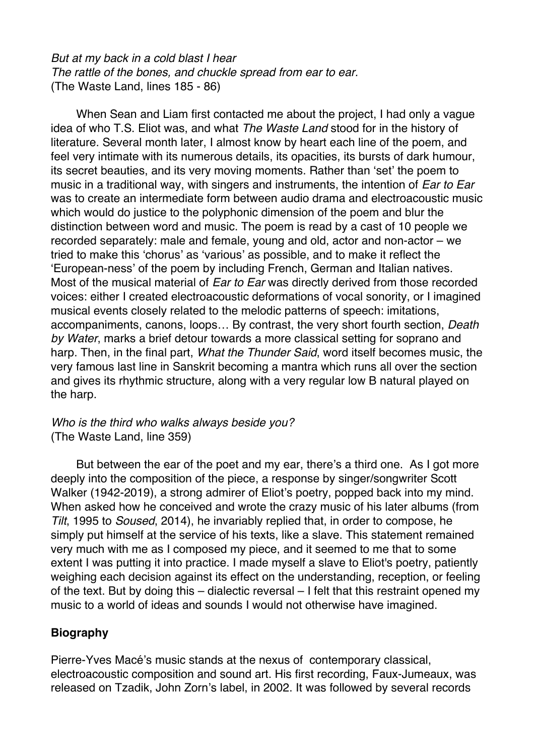*But at my back in a cold blast I hear*
*The rattle of the bones, and chuckle spread from ear to ear.*
(The Waste Land, lines 185 - 86)

When Sean and Liam first contacted me about the project, I had only a vague idea of who T.S. Eliot was, and what *The Waste Land* stood for in the history of literature. Several month later, I almost know by heart each line of the poem, and feel very intimate with its numerous details, its opacities, its bursts of dark humour, its secret beauties, and its very moving moments. Rather than 'set' the poem to music in a traditional way, with singers and instruments, the intention of *Ear to Ear* was to create an intermediate form between audio drama and electroacoustic music which would do justice to the polyphonic dimension of the poem and blur the distinction between word and music. The poem is read by a cast of 10 people we recorded separately: male and female, young and old, actor and non-actor – we tried to make this 'chorus' as 'various' as possible, and to make it reflect the 'European-ness' of the poem by including French, German and Italian natives. Most of the musical material of *Ear to Ear* was directly derived from those recorded voices: either I created electroacoustic deformations of vocal sonority, or I imagined musical events closely related to the melodic patterns of speech: imitations, accompaniments, canons, loops… By contrast, the very short fourth section, *Death by Water*, marks a brief detour towards a more classical setting for soprano and harp. Then, in the final part, *What the Thunder Said*, word itself becomes music, the very famous last line in Sanskrit becoming a mantra which runs all over the section and gives its rhythmic structure, along with a very regular low B natural played on the harp.

*Who is the third who walks always beside you?*
(The Waste Land, line 359)

But between the ear of the poet and my ear, there's a third one. As I got more deeply into the composition of the piece, a response by singer/songwriter Scott Walker (1942-2019), a strong admirer of Eliot's poetry, popped back into my mind. When asked how he conceived and wrote the crazy music of his later albums (from *Tilt*, 1995 to *Soused*, 2014), he invariably replied that, in order to compose, he simply put himself at the service of his texts, like a slave. This statement remained very much with me as I composed my piece, and it seemed to me that to some extent I was putting it into practice. I made myself a slave to Eliot's poetry, patiently weighing each decision against its effect on the understanding, reception, or feeling of the text. But by doing this – dialectic reversal – I felt that this restraint opened my music to a world of ideas and sounds I would not otherwise have imagined.

**Biography**

Pierre-Yves Macé's music stands at the nexus of contemporary classical, electroacoustic composition and sound art. His first recording, Faux-Jumeaux, was released on Tzadik, John Zorn's label, in 2002. It was followed by several records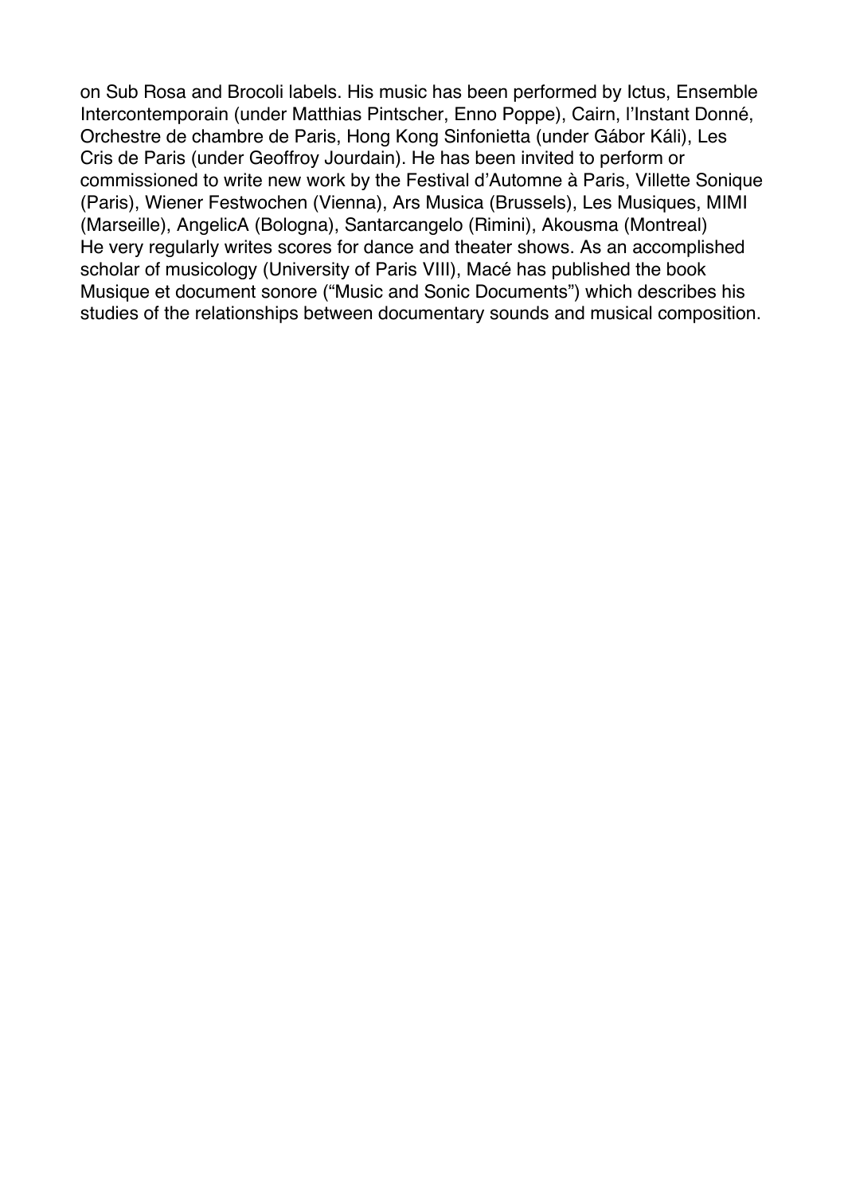on Sub Rosa and Brocoli labels. His music has been performed by Ictus, Ensemble Intercontemporain (under Matthias Pintscher, Enno Poppe), Cairn, l'Instant Donné, Orchestre de chambre de Paris, Hong Kong Sinfonietta (under Gábor Káli), Les Cris de Paris (under Geoffroy Jourdain). He has been invited to perform or commissioned to write new work by the Festival d'Automne à Paris, Villette Sonique (Paris), Wiener Festwochen (Vienna), Ars Musica (Brussels), Les Musiques, MIMI (Marseille), AngelicA (Bologna), Santarcangelo (Rimini), Akousma (Montreal)
He very regularly writes scores for dance and theater shows. As an accomplished scholar of musicology (University of Paris VIII), Macé has published the book Musique et document sonore ("Music and Sonic Documents") which describes his studies of the relationships between documentary sounds and musical composition.